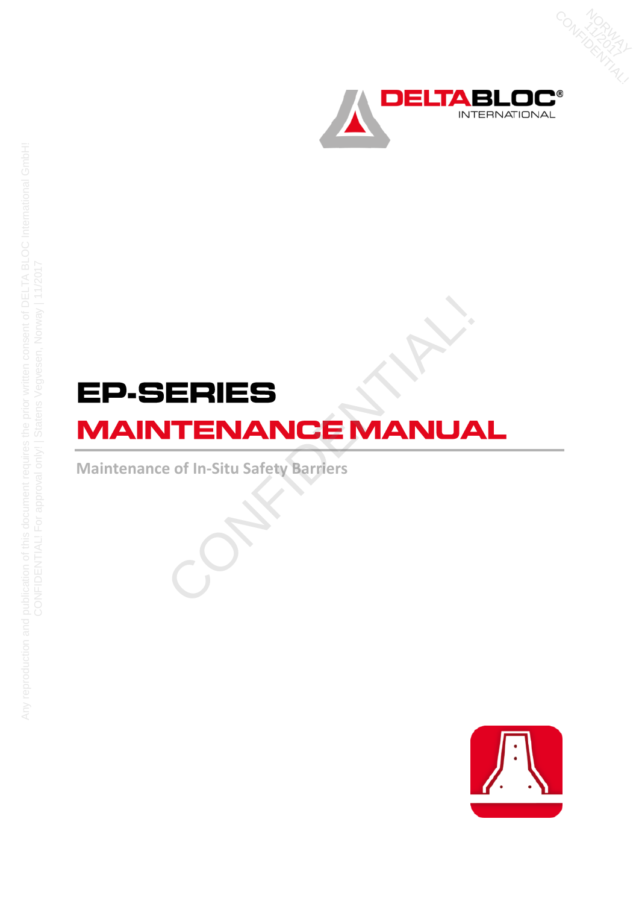# EP-SERIES

# MAINTENANCE MANUAL

Maintenance of In-Situ Safety Barriers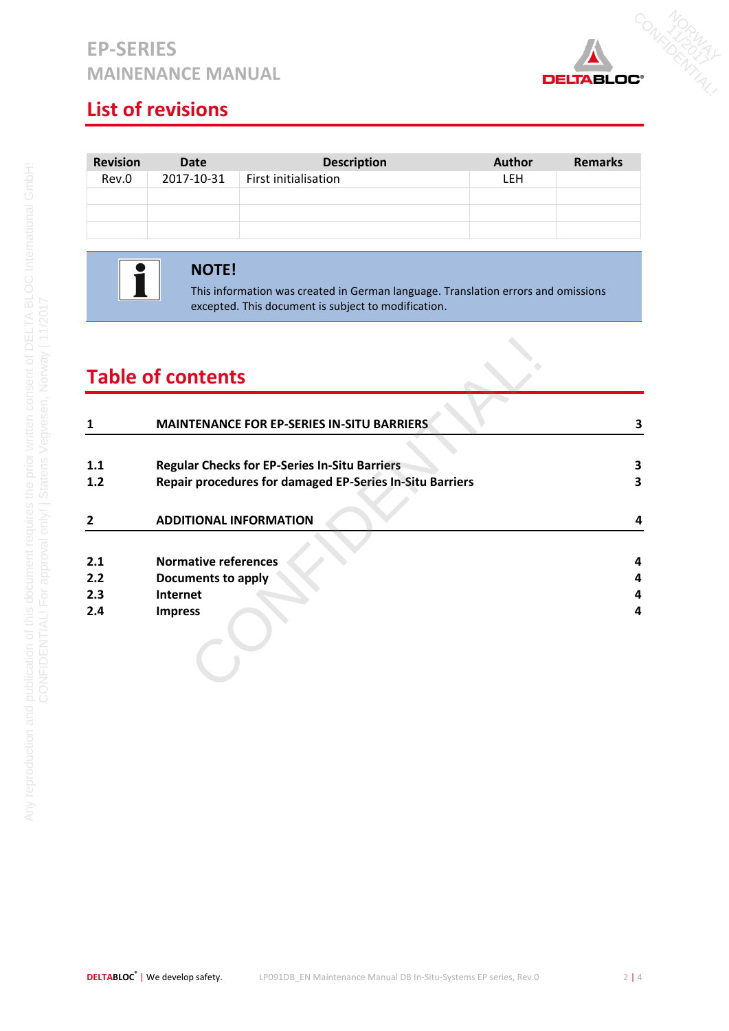## List of revisions

| Revision | Date | Description | Author | Remarks |
|---|---|---|---|---|
| Rev.0 | 2017-10-31 | First initialisation | LEH | |
| | | | | |
| | | | | |
| | | | | |

**NOTE!**

This information was created in German language. Translation errors and omissions excepted. This document is subject to modification.

## Table of contents

| | | |
|---|---|---|
| **1** | **MAINTENANCE FOR EP-SERIES IN-SITU BARRIERS** | **3** |
| **1.1** | **Regular Checks for EP-Series In-Situ Barriers** | **3** |
| **1.2** | **Repair procedures for damaged EP-Series In-Situ Barriers** | **3** |
| **2** | **ADDITIONAL INFORMATION** | **4** |
| **2.1** | **Normative references** | **4** |
| **2.2** | **Documents to apply** | **4** |
| **2.3** | **Internet** | **4** |
| **2.4** | **Impress** | **4** |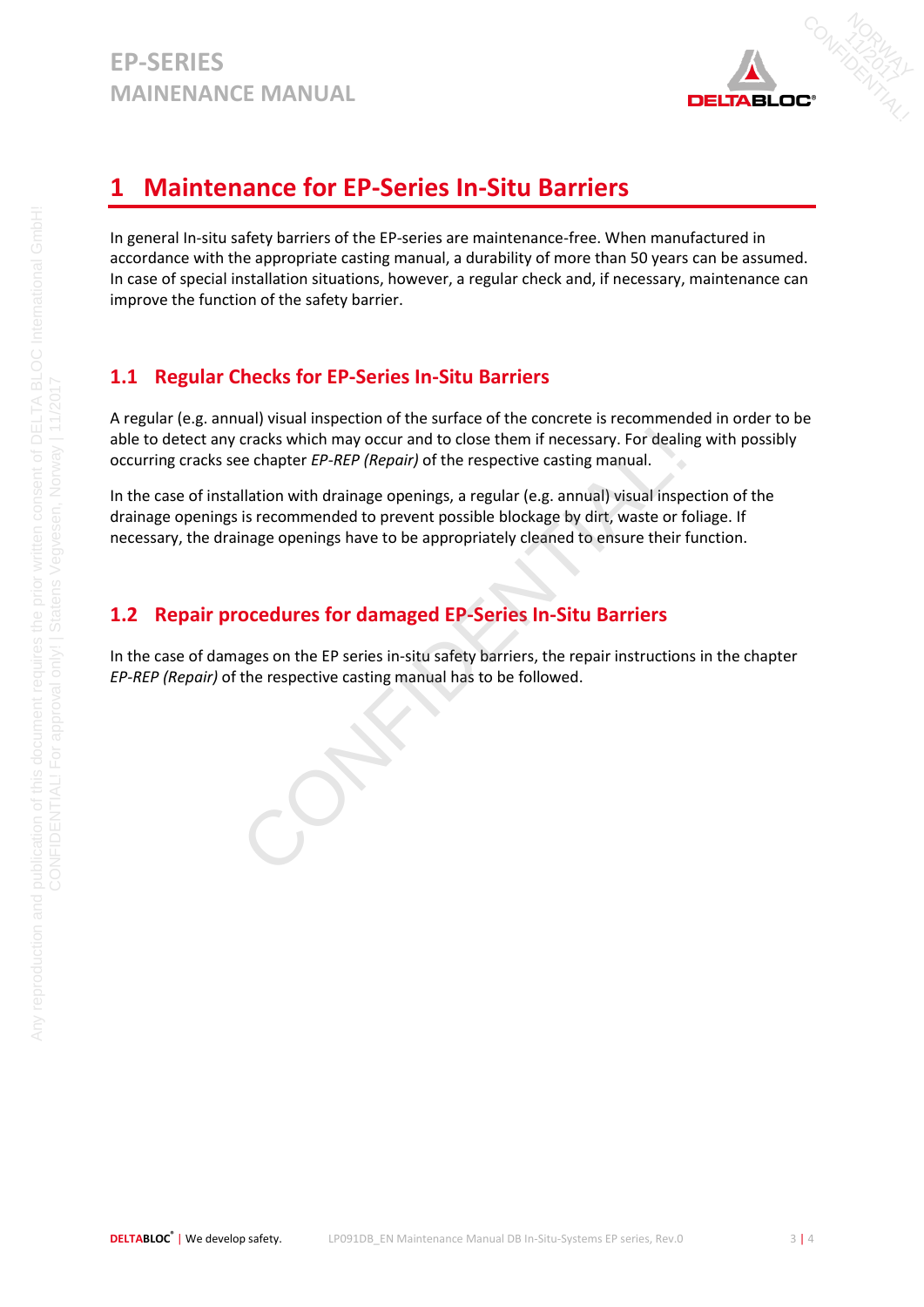# 1 Maintenance for EP-Series In-Situ Barriers

In general In-situ safety barriers of the EP-series are maintenance-free. When manufactured in accordance with the appropriate casting manual, a durability of more than 50 years can be assumed. In case of special installation situations, however, a regular check and, if necessary, maintenance can improve the function of the safety barrier.

## 1.1 Regular Checks for EP-Series In-Situ Barriers

A regular (e.g. annual) visual inspection of the surface of the concrete is recommended in order to be able to detect any cracks which may occur and to close them if necessary. For dealing with possibly occurring cracks see chapter *EP-REP (Repair)* of the respective casting manual.

In the case of installation with drainage openings, a regular (e.g. annual) visual inspection of the drainage openings is recommended to prevent possible blockage by dirt, waste or foliage. If necessary, the drainage openings have to be appropriately cleaned to ensure their function.

## 1.2 Repair procedures for damaged EP-Series In-Situ Barriers

In the case of damages on the EP series in-situ safety barriers, the repair instructions in the chapter *EP-REP (Repair)* of the respective casting manual has to be followed.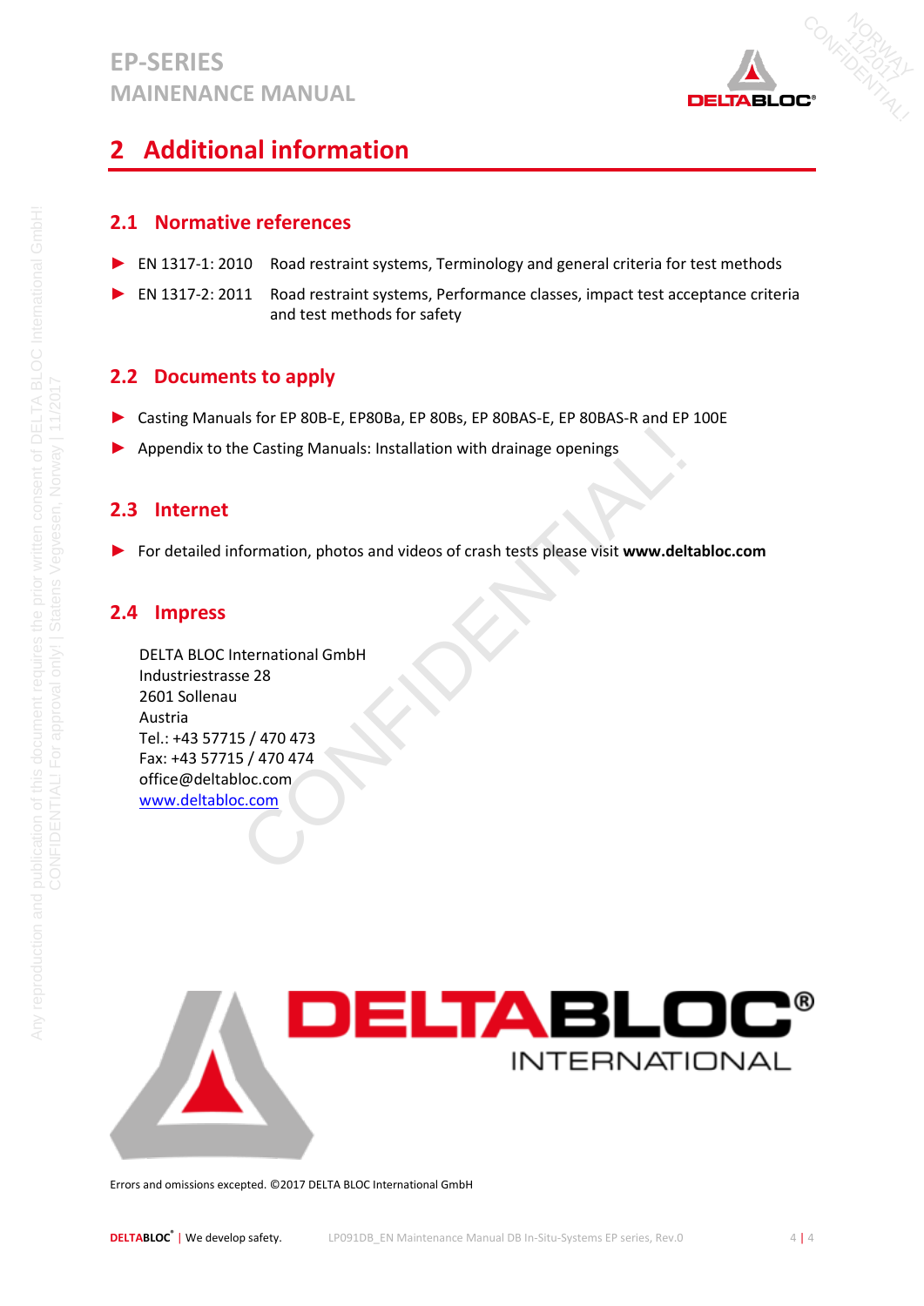# 2 Additional information

## 2.1 Normative references

- EN 1317-1: 2010 Road restraint systems, Terminology and general criteria for test methods
- EN 1317-2: 2011 Road restraint systems, Performance classes, impact test acceptance criteria and test methods for safety

## 2.2 Documents to apply

- Casting Manuals for EP 80B-E, EP80Ba, EP 80Bs, EP 80BAS-E, EP 80BAS-R and EP 100E
- Appendix to the Casting Manuals: Installation with drainage openings

## 2.3 Internet

- For detailed information, photos and videos of crash tests please visit **www.deltabloc.com**

## 2.4 Impress

DELTA BLOC International GmbH
Industriestrasse 28
2601 Sollenau
Austria
Tel.: +43 57715 / 470 473
Fax: +43 57715 / 470 474
office@deltabloc.com
www.deltabloc.com

Errors and omissions excepted. ©2017 DELTA BLOC International GmbH